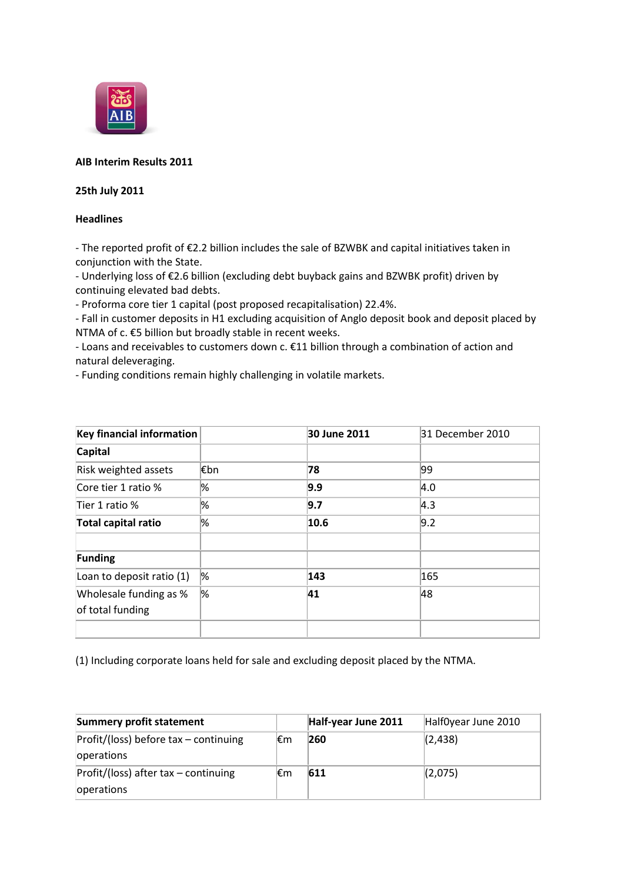**AIB Interim Results 2011**

**25th July 2011**

**Headlines**

- The reported profit of €2.2 billion includes the sale of BZWBK and capital initiatives taken in conjunction with the State.
- Underlying loss of €2.6 billion (excluding debt buyback gains and BZWBK profit) driven by continuing elevated bad debts.
- Proforma core tier 1 capital (post proposed recapitalisation) 22.4%.
- Fall in customer deposits in H1 excluding acquisition of Anglo deposit book and deposit placed by NTMA of c. €5 billion but broadly stable in recent weeks.
- Loans and receivables to customers down c. €11 billion through a combination of action and natural deleveraging.
- Funding conditions remain highly challenging in volatile markets.

| **Key financial information** | | **30 June 2011** | 31 December 2010 |
|---|---|---|---|
| **Capital** | | | |
| Risk weighted assets | €bn | **78** | 99 |
| Core tier 1 ratio % | % | **9.9** | 4.0 |
| Tier 1 ratio % | % | **9.7** | 4.3 |
| **Total capital ratio** | % | **10.6** | 9.2 |
| | | | |
| **Funding** | | | |
| Loan to deposit ratio (1) | % | **143** | 165 |
| Wholesale funding as % of total funding | % | **41** | 48 |
| | | | |

(1) Including corporate loans held for sale and excluding deposit placed by the NTMA.

| **Summery profit statement** | | **Half-year June 2011** | Half0year June 2010 |
|---|---|---|---|
| Profit/(loss) before tax – continuing operations | €m | **260** | (2,438) |
| Profit/(loss) after tax – continuing operations | €m | **611** | (2,075) |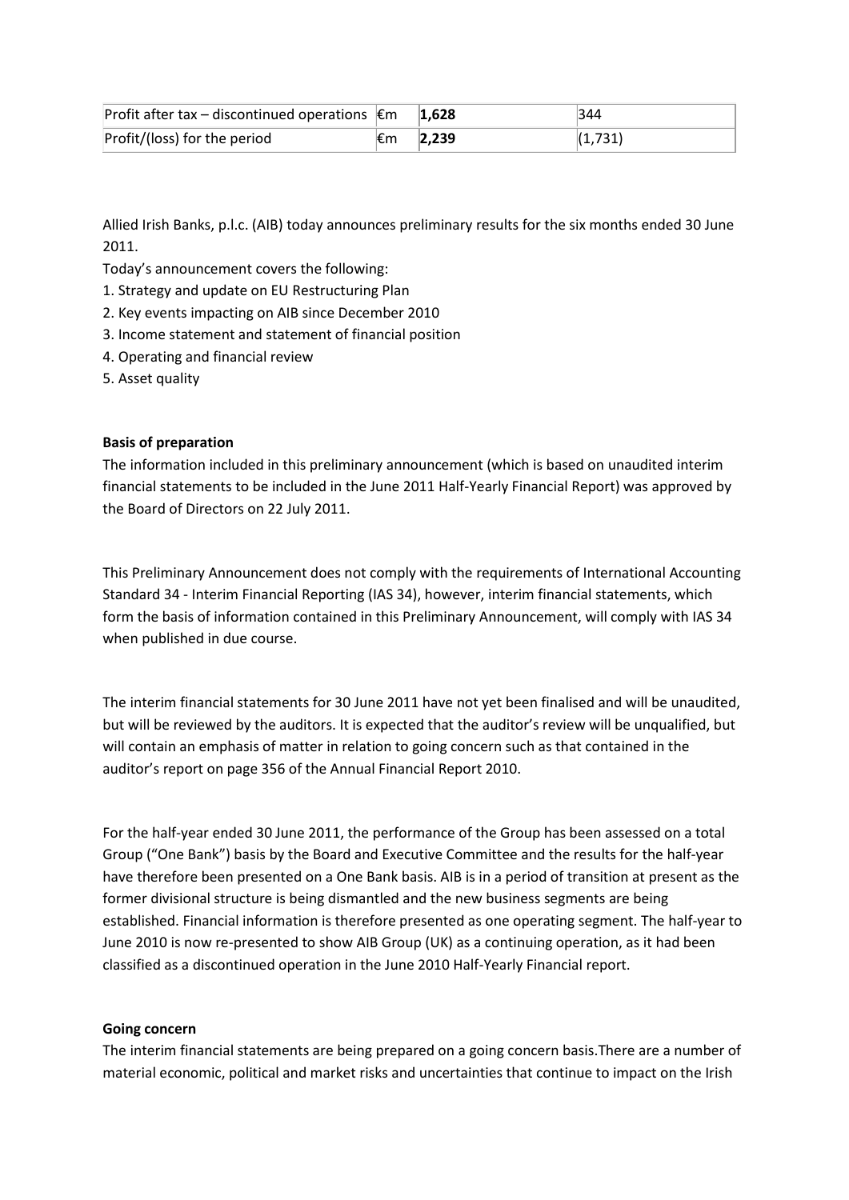| Profit after tax – discontinued operations | €m | **1,628** | 344 |
|---|---|---|---|
| Profit/(loss) for the period | €m | **2,239** | (1,731) |

Allied Irish Banks, p.l.c. (AIB) today announces preliminary results for the six months ended 30 June 2011.

Today's announcement covers the following:

1. Strategy and update on EU Restructuring Plan
2. Key events impacting on AIB since December 2010
3. Income statement and statement of financial position
4. Operating and financial review
5. Asset quality

**Basis of preparation**

The information included in this preliminary announcement (which is based on unaudited interim financial statements to be included in the June 2011 Half-Yearly Financial Report) was approved by the Board of Directors on 22 July 2011.

This Preliminary Announcement does not comply with the requirements of International Accounting Standard 34 - Interim Financial Reporting (IAS 34), however, interim financial statements, which form the basis of information contained in this Preliminary Announcement, will comply with IAS 34 when published in due course.

The interim financial statements for 30 June 2011 have not yet been finalised and will be unaudited, but will be reviewed by the auditors. It is expected that the auditor's review will be unqualified, but will contain an emphasis of matter in relation to going concern such as that contained in the auditor's report on page 356 of the Annual Financial Report 2010.

For the half-year ended 30 June 2011, the performance of the Group has been assessed on a total Group ("One Bank") basis by the Board and Executive Committee and the results for the half-year have therefore been presented on a One Bank basis. AIB is in a period of transition at present as the former divisional structure is being dismantled and the new business segments are being established. Financial information is therefore presented as one operating segment. The half-year to June 2010 is now re-presented to show AIB Group (UK) as a continuing operation, as it had been classified as a discontinued operation in the June 2010 Half-Yearly Financial report.

**Going concern**

The interim financial statements are being prepared on a going concern basis.There are a number of material economic, political and market risks and uncertainties that continue to impact on the Irish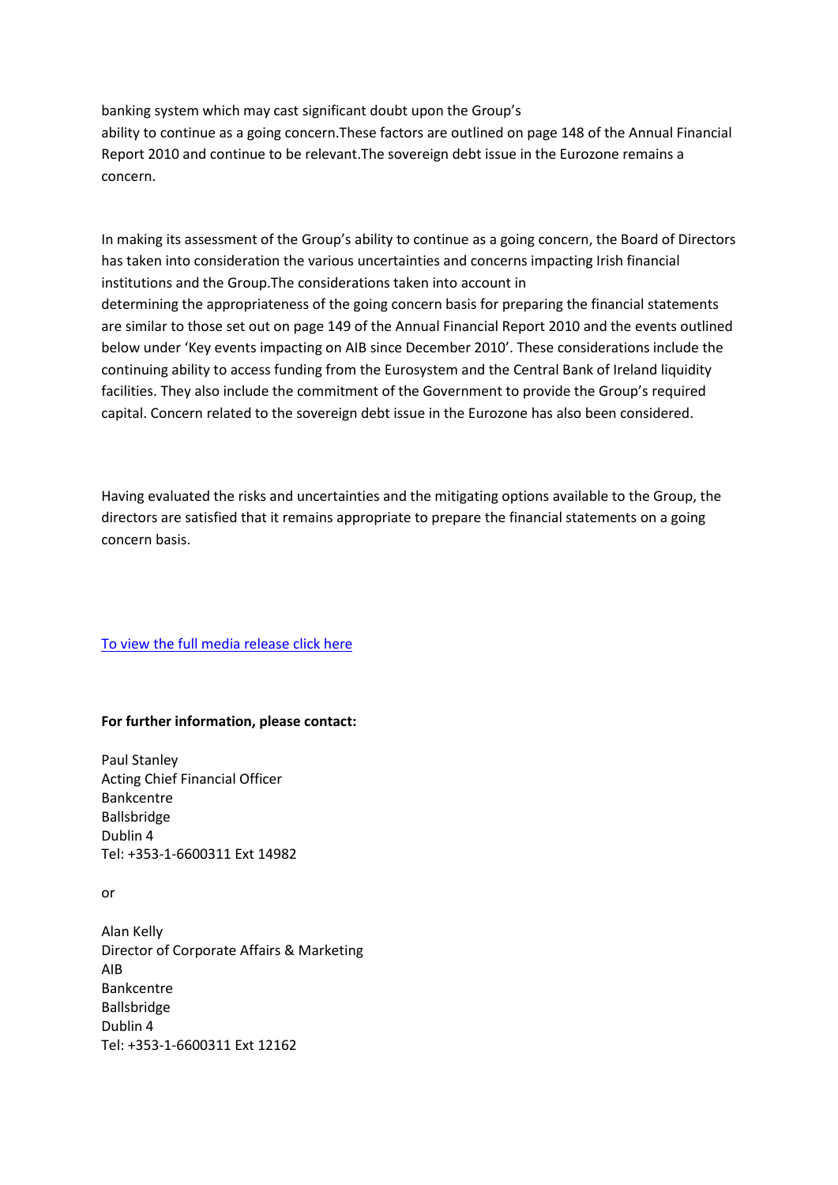banking system which may cast significant doubt upon the Group's ability to continue as a going concern.These factors are outlined on page 148 of the Annual Financial Report 2010 and continue to be relevant.The sovereign debt issue in the Eurozone remains a concern.

In making its assessment of the Group's ability to continue as a going concern, the Board of Directors has taken into consideration the various uncertainties and concerns impacting Irish financial institutions and the Group.The considerations taken into account in determining the appropriateness of the going concern basis for preparing the financial statements are similar to those set out on page 149 of the Annual Financial Report 2010 and the events outlined below under 'Key events impacting on AIB since December 2010'. These considerations include the continuing ability to access funding from the Eurosystem and the Central Bank of Ireland liquidity facilities. They also include the commitment of the Government to provide the Group's required capital. Concern related to the sovereign debt issue in the Eurozone has also been considered.

Having evaluated the risks and uncertainties and the mitigating options available to the Group, the directors are satisfied that it remains appropriate to prepare the financial statements on a going concern basis.

To view the full media release click here

**For further information, please contact:**

Paul Stanley
Acting Chief Financial Officer
Bankcentre
Ballsbridge
Dublin 4
Tel: +353-1-6600311 Ext 14982

or

Alan Kelly
Director of Corporate Affairs & Marketing
AIB
Bankcentre
Ballsbridge
Dublin 4
Tel: +353-1-6600311 Ext 12162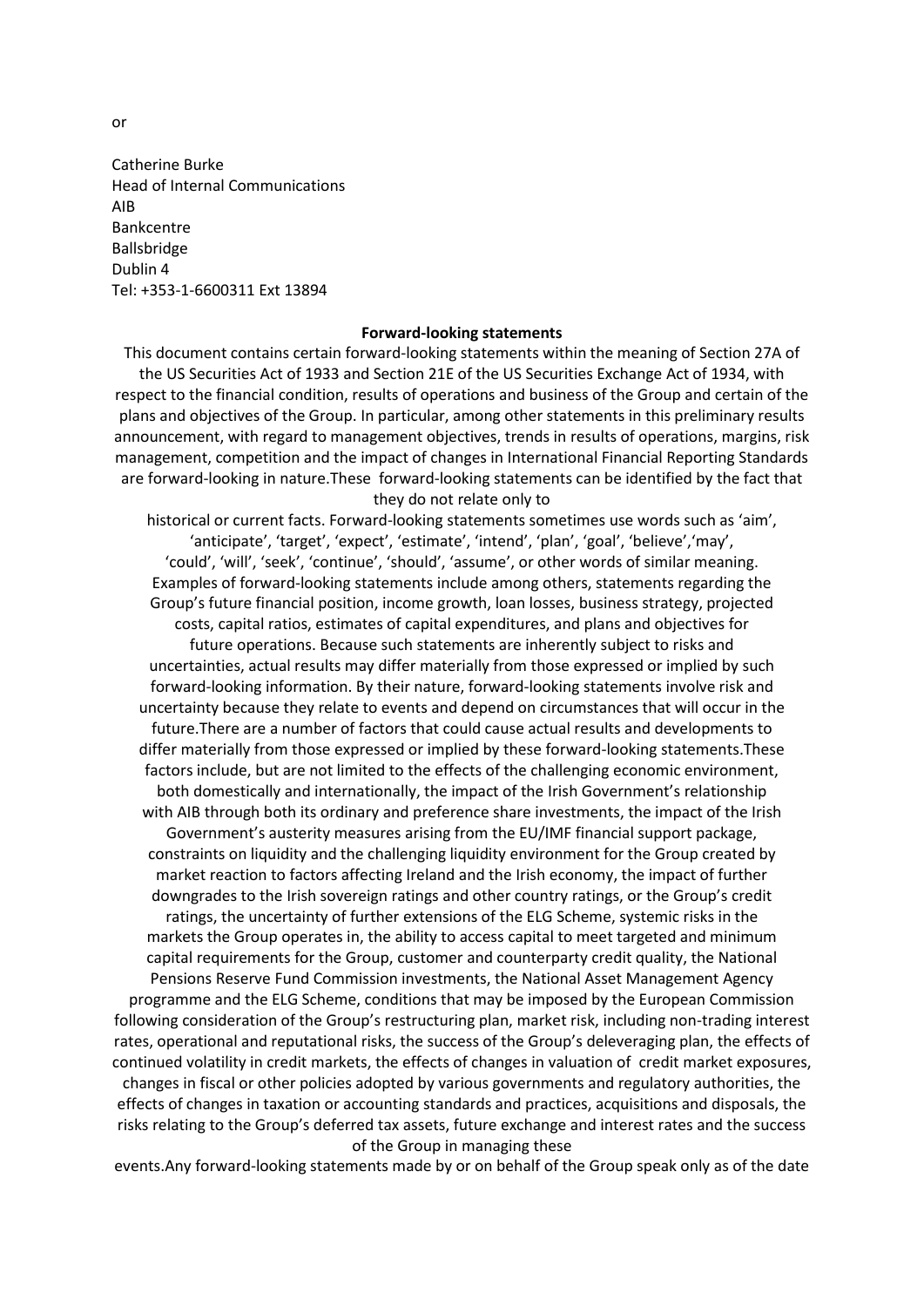or

Catherine Burke
Head of Internal Communications
AIB
Bankcentre
Ballsbridge
Dublin 4
Tel: +353-1-6600311 Ext 13894

**Forward-looking statements**

This document contains certain forward-looking statements within the meaning of Section 27A of the US Securities Act of 1933 and Section 21E of the US Securities Exchange Act of 1934, with respect to the financial condition, results of operations and business of the Group and certain of the plans and objectives of the Group. In particular, among other statements in this preliminary results announcement, with regard to management objectives, trends in results of operations, margins, risk management, competition and the impact of changes in International Financial Reporting Standards are forward-looking in nature.These forward-looking statements can be identified by the fact that they do not relate only to historical or current facts. Forward-looking statements sometimes use words such as 'aim', 'anticipate', 'target', 'expect', 'estimate', 'intend', 'plan', 'goal', 'believe','may', 'could', 'will', 'seek', 'continue', 'should', 'assume', or other words of similar meaning. Examples of forward-looking statements include among others, statements regarding the Group's future financial position, income growth, loan losses, business strategy, projected costs, capital ratios, estimates of capital expenditures, and plans and objectives for future operations. Because such statements are inherently subject to risks and uncertainties, actual results may differ materially from those expressed or implied by such forward-looking information. By their nature, forward-looking statements involve risk and uncertainty because they relate to events and depend on circumstances that will occur in the future.There are a number of factors that could cause actual results and developments to differ materially from those expressed or implied by these forward-looking statements.These factors include, but are not limited to the effects of the challenging economic environment, both domestically and internationally, the impact of the Irish Government's relationship with AIB through both its ordinary and preference share investments, the impact of the Irish Government's austerity measures arising from the EU/IMF financial support package, constraints on liquidity and the challenging liquidity environment for the Group created by market reaction to factors affecting Ireland and the Irish economy, the impact of further downgrades to the Irish sovereign ratings and other country ratings, or the Group's credit ratings, the uncertainty of further extensions of the ELG Scheme, systemic risks in the markets the Group operates in, the ability to access capital to meet targeted and minimum capital requirements for the Group, customer and counterparty credit quality, the National Pensions Reserve Fund Commission investments, the National Asset Management Agency programme and the ELG Scheme, conditions that may be imposed by the European Commission following consideration of the Group's restructuring plan, market risk, including non-trading interest rates, operational and reputational risks, the success of the Group's deleveraging plan, the effects of continued volatility in credit markets, the effects of changes in valuation of credit market exposures, changes in fiscal or other policies adopted by various governments and regulatory authorities, the effects of changes in taxation or accounting standards and practices, acquisitions and disposals, the risks relating to the Group's deferred tax assets, future exchange and interest rates and the success of the Group in managing these events.Any forward-looking statements made by or on behalf of the Group speak only as of the date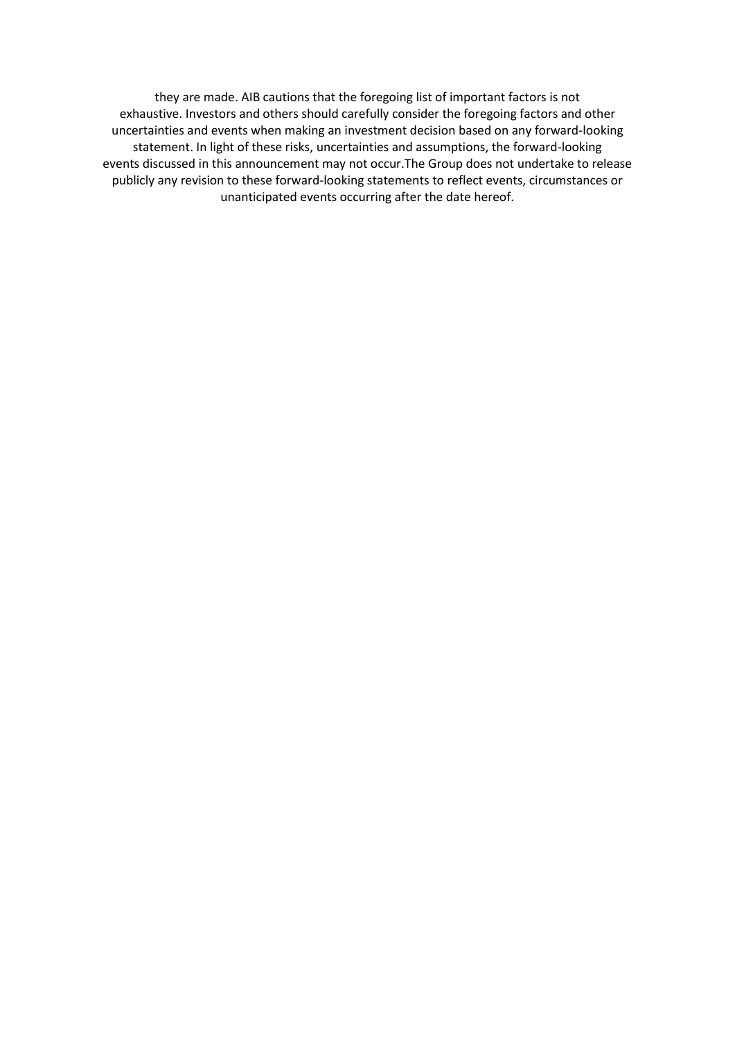they are made. AIB cautions that the foregoing list of important factors is not exhaustive. Investors and others should carefully consider the foregoing factors and other uncertainties and events when making an investment decision based on any forward-looking statement. In light of these risks, uncertainties and assumptions, the forward-looking events discussed in this announcement may not occur.The Group does not undertake to release publicly any revision to these forward-looking statements to reflect events, circumstances or unanticipated events occurring after the date hereof.